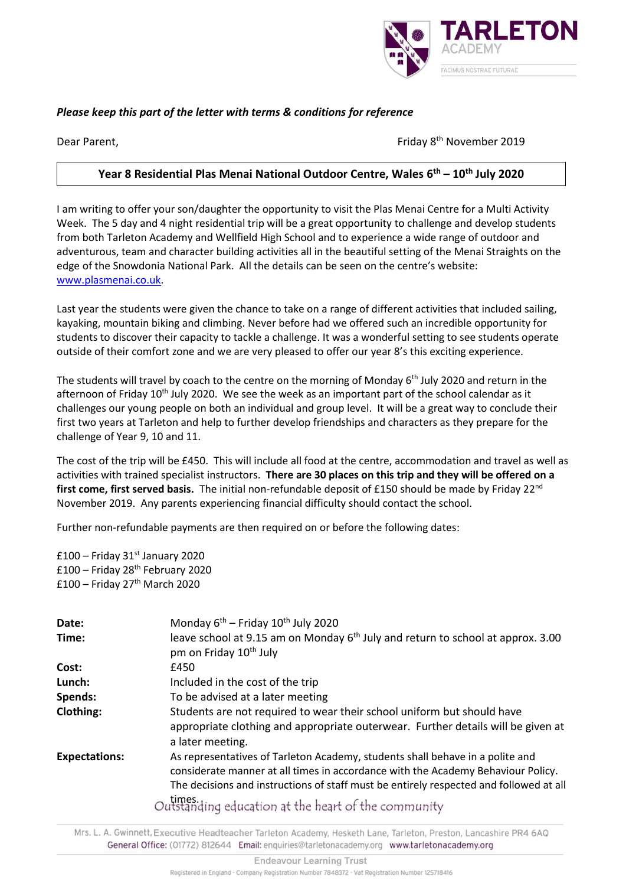*Please keep this part of the letter with terms & conditions for reference*

Dear Parent,

Friday 8th November 2019

**Year 8 Residential Plas Menai National Outdoor Centre, Wales 6th – 10th July 2020**

I am writing to offer your son/daughter the opportunity to visit the Plas Menai Centre for a Multi Activity Week. The 5 day and 4 night residential trip will be a great opportunity to challenge and develop students from both Tarleton Academy and Wellfield High School and to experience a wide range of outdoor and adventurous, team and character building activities all in the beautiful setting of the Menai Straights on the edge of the Snowdonia National Park. All the details can be seen on the centre's website: [www.plasmenai.co.uk](http://www.plasmenai.co.uk).

Last year the students were given the chance to take on a range of different activities that included sailing, kayaking, mountain biking and climbing. Never before had we offered such an incredible opportunity for students to discover their capacity to tackle a challenge. It was a wonderful setting to see students operate outside of their comfort zone and we are very pleased to offer our year 8's this exciting experience.

The students will travel by coach to the centre on the morning of Monday 6th July 2020 and return in the afternoon of Friday 10th July 2020. We see the week as an important part of the school calendar as it challenges our young people on both an individual and group level. It will be a great way to conclude their first two years at Tarleton and help to further develop friendships and characters as they prepare for the challenge of Year 9, 10 and 11.

The cost of the trip will be £450. This will include all food at the centre, accommodation and travel as well as activities with trained specialist instructors. **There are 30 places on this trip and they will be offered on a first come, first served basis.** The initial non-refundable deposit of £150 should be made by Friday 22nd November 2019. Any parents experiencing financial difficulty should contact the school.

Further non-refundable payments are then required on or before the following dates:

£100 – Friday 31st January 2020
£100 – Friday 28th February 2020
£100 – Friday 27th March 2020

| | |
|---|---|
| **Date:** | Monday 6th – Friday 10th July 2020 |
| **Time:** | leave school at 9.15 am on Monday 6th July and return to school at approx. 3.00 pm on Friday 10th July |
| **Cost:** | £450 |
| **Lunch:** | Included in the cost of the trip |
| **Spends:** | To be advised at a later meeting |
| **Clothing:** | Students are not required to wear their school uniform but should have appropriate clothing and appropriate outerwear. Further details will be given at a later meeting. |
| **Expectations:** | As representatives of Tarleton Academy, students shall behave in a polite and considerate manner at all times in accordance with the Academy Behaviour Policy. The decisions and instructions of staff must be entirely respected and followed at all times. |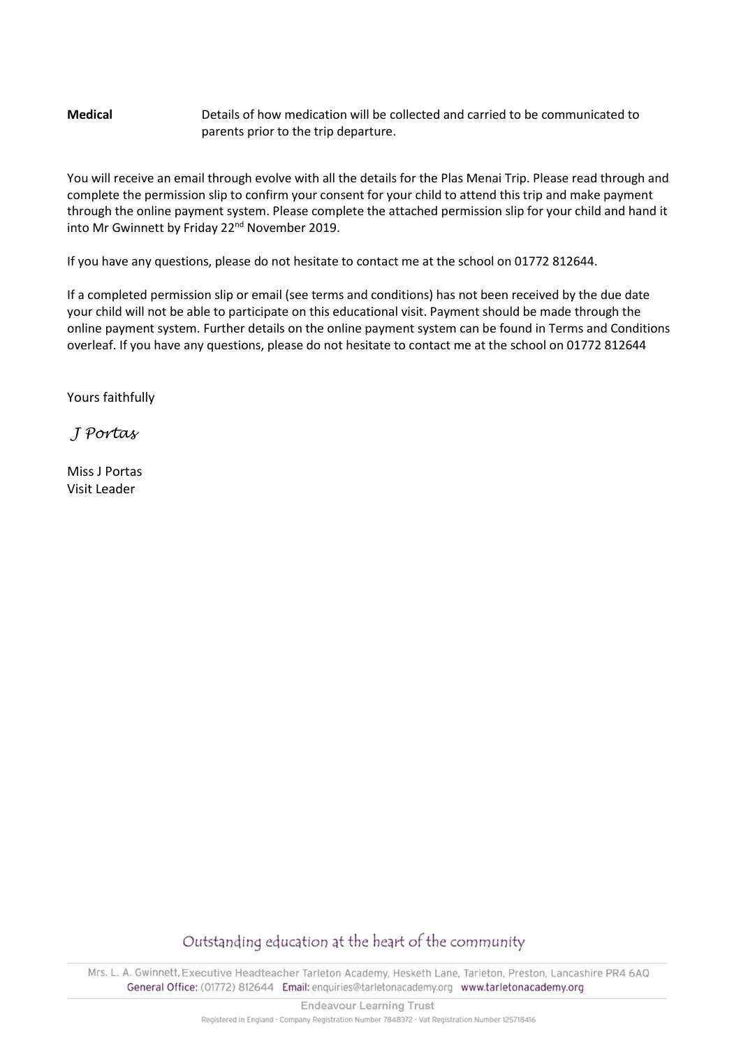**Medical** Details of how medication will be collected and carried to be communicated to parents prior to the trip departure.

You will receive an email through evolve with all the details for the Plas Menai Trip. Please read through and complete the permission slip to confirm your consent for your child to attend this trip and make payment through the online payment system. Please complete the attached permission slip for your child and hand it into Mr Gwinnett by Friday 22nd November 2019.

If you have any questions, please do not hesitate to contact me at the school on 01772 812644.

If a completed permission slip or email (see terms and conditions) has not been received by the due date your child will not be able to participate on this educational visit. Payment should be made through the online payment system. Further details on the online payment system can be found in Terms and Conditions overleaf. If you have any questions, please do not hesitate to contact me at the school on 01772 812644

Yours faithfully

*J Portas*

Miss J Portas
Visit Leader

Outstanding education at the heart of the community

Mrs. L. A. Gwinnett, Executive Headteacher Tarleton Academy, Hesketh Lane, Tarleton, Preston, Lancashire PR4 6AQ
General Office: (01772) 812644 Email: enquiries@tarletonacademy.org www.tarletonacademy.org

Endeavour Learning Trust
Registered in England - Company Registration Number 7848372 - Vat Registration Number 125718416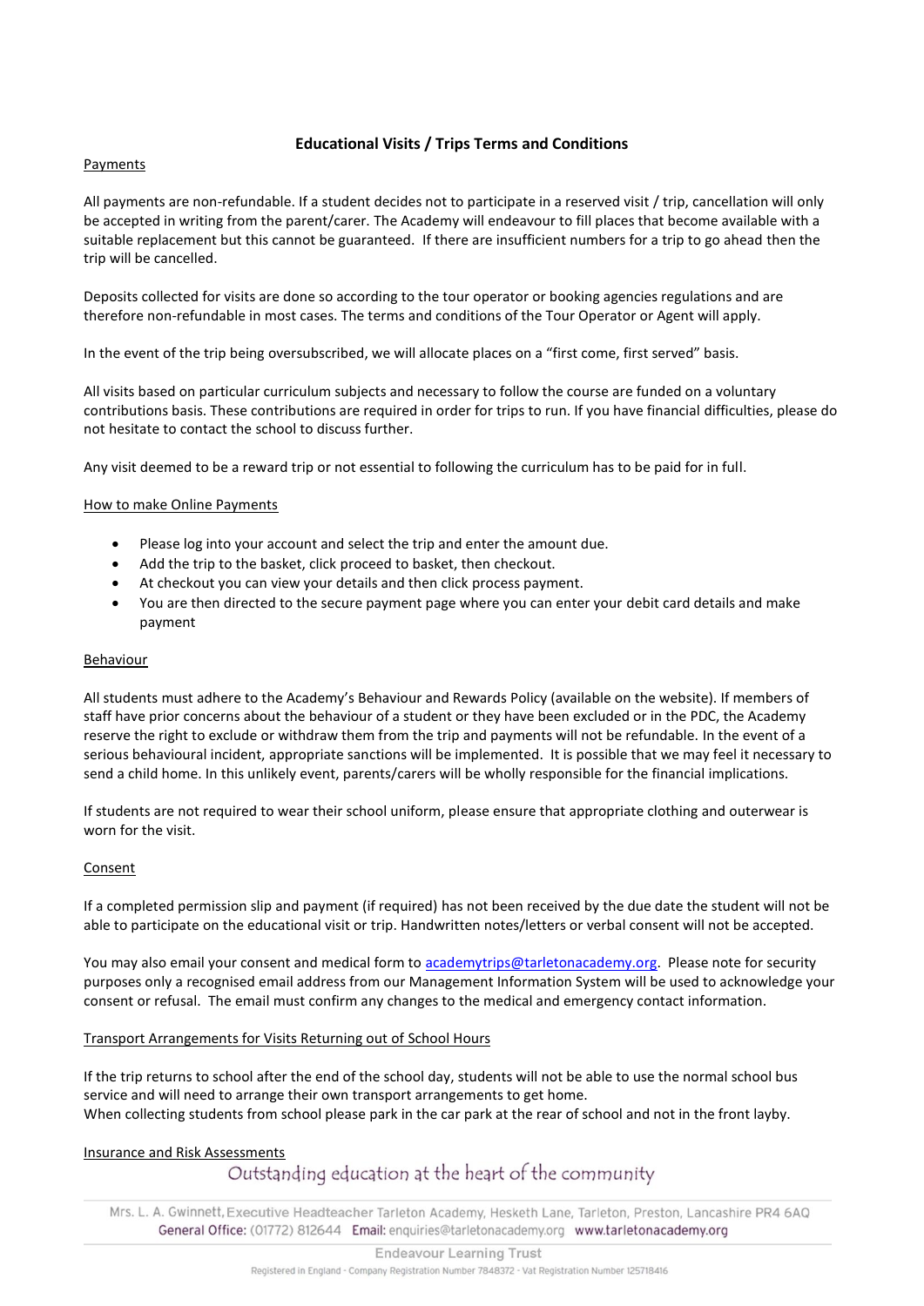# Educational Visits / Trips Terms and Conditions

## Payments

All payments are non-refundable. If a student decides not to participate in a reserved visit / trip, cancellation will only be accepted in writing from the parent/carer. The Academy will endeavour to fill places that become available with a suitable replacement but this cannot be guaranteed. If there are insufficient numbers for a trip to go ahead then the trip will be cancelled.

Deposits collected for visits are done so according to the tour operator or booking agencies regulations and are therefore non-refundable in most cases. The terms and conditions of the Tour Operator or Agent will apply.

In the event of the trip being oversubscribed, we will allocate places on a "first come, first served" basis.

All visits based on particular curriculum subjects and necessary to follow the course are funded on a voluntary contributions basis. These contributions are required in order for trips to run. If you have financial difficulties, please do not hesitate to contact the school to discuss further.

Any visit deemed to be a reward trip or not essential to following the curriculum has to be paid for in full.

## How to make Online Payments

- Please log into your account and select the trip and enter the amount due.
- Add the trip to the basket, click proceed to basket, then checkout.
- At checkout you can view your details and then click process payment.
- You are then directed to the secure payment page where you can enter your debit card details and make payment

## Behaviour

All students must adhere to the Academy's Behaviour and Rewards Policy (available on the website). If members of staff have prior concerns about the behaviour of a student or they have been excluded or in the PDC, the Academy reserve the right to exclude or withdraw them from the trip and payments will not be refundable. In the event of a serious behavioural incident, appropriate sanctions will be implemented. It is possible that we may feel it necessary to send a child home. In this unlikely event, parents/carers will be wholly responsible for the financial implications.

If students are not required to wear their school uniform, please ensure that appropriate clothing and outerwear is worn for the visit.

## Consent

If a completed permission slip and payment (if required) has not been received by the due date the student will not be able to participate on the educational visit or trip. Handwritten notes/letters or verbal consent will not be accepted.

You may also email your consent and medical form to academytrips@tarletonacademy.org. Please note for security purposes only a recognised email address from our Management Information System will be used to acknowledge your consent or refusal. The email must confirm any changes to the medical and emergency contact information.

## Transport Arrangements for Visits Returning out of School Hours

If the trip returns to school after the end of the school day, students will not be able to use the normal school bus service and will need to arrange their own transport arrangements to get home.
When collecting students from school please park in the car park at the rear of school and not in the front layby.

## Insurance and Risk Assessments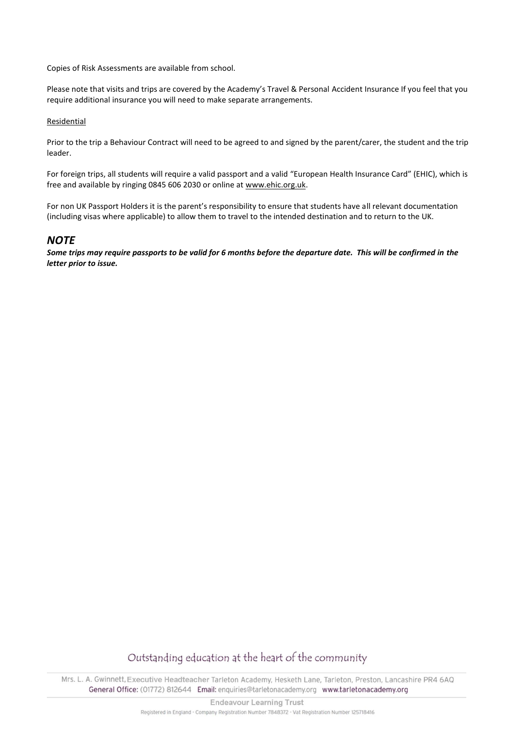Copies of Risk Assessments are available from school.

Please note that visits and trips are covered by the Academy's Travel & Personal Accident Insurance If you feel that you require additional insurance you will need to make separate arrangements.

Residential

Prior to the trip a Behaviour Contract will need to be agreed to and signed by the parent/carer, the student and the trip leader.

For foreign trips, all students will require a valid passport and a valid "European Health Insurance Card" (EHIC), which is free and available by ringing 0845 606 2030 or online at www.ehic.org.uk.

For non UK Passport Holders it is the parent's responsibility to ensure that students have all relevant documentation (including visas where applicable) to allow them to travel to the intended destination and to return to the UK.

## *NOTE*

***Some trips may require passports to be valid for 6 months before the departure date. This will be confirmed in the letter prior to issue.***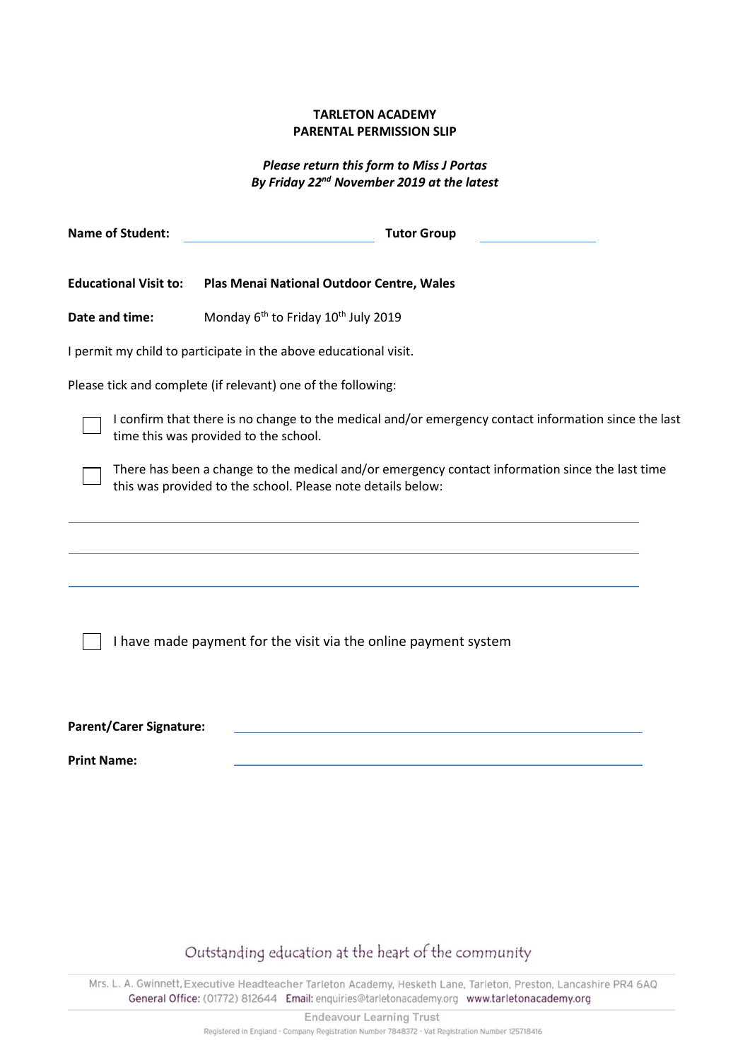**TARLETON ACADEMY**
**PARENTAL PERMISSION SLIP**

***Please return this form to Miss J Portas***
***By Friday 22nd November 2019 at the latest***

**Name of Student:** \_\_\_\_\_\_\_\_\_\_\_\_\_\_\_\_\_\_\_\_ **Tutor Group** \_\_\_\_\_\_\_\_\_\_\_\_

**Educational Visit to:** **Plas Menai National Outdoor Centre, Wales**

**Date and time:** Monday 6th to Friday 10th July 2019

I permit my child to participate in the above educational visit.

Please tick and complete (if relevant) one of the following:

☐ I confirm that there is no change to the medical and/or emergency contact information since the last time this was provided to the school.

☐ There has been a change to the medical and/or emergency contact information since the last time this was provided to the school. Please note details below:

\_\_\_\_\_\_\_\_\_\_\_\_\_\_\_\_\_\_\_\_\_\_\_\_\_\_\_\_\_\_\_\_\_\_\_\_\_\_\_\_\_\_\_\_\_\_\_\_\_\_\_\_\_\_\_\_

\_\_\_\_\_\_\_\_\_\_\_\_\_\_\_\_\_\_\_\_\_\_\_\_\_\_\_\_\_\_\_\_\_\_\_\_\_\_\_\_\_\_\_\_\_\_\_\_\_\_\_\_\_\_\_\_

\_\_\_\_\_\_\_\_\_\_\_\_\_\_\_\_\_\_\_\_\_\_\_\_\_\_\_\_\_\_\_\_\_\_\_\_\_\_\_\_\_\_\_\_\_\_\_\_\_\_\_\_\_\_\_\_

☐ I have made payment for the visit via the online payment system

**Parent/Carer Signature:** \_\_\_\_\_\_\_\_\_\_\_\_\_\_\_\_\_\_\_\_\_\_\_\_\_\_\_\_\_\_\_\_\_\_\_\_

**Print Name:** \_\_\_\_\_\_\_\_\_\_\_\_\_\_\_\_\_\_\_\_\_\_\_\_\_\_\_\_\_\_\_\_\_\_\_\_

Outstanding education at the heart of the community

Mrs. L. A. Gwinnett, Executive Headteacher Tarleton Academy, Hesketh Lane, Tarleton, Preston, Lancashire PR4 6AQ
General Office: (01772) 812644 Email: enquiries@tarletonacademy.org www.tarletonacademy.org

Endeavour Learning Trust
Registered in England - Company Registration Number 7848372 - Vat Registration Number 125718416